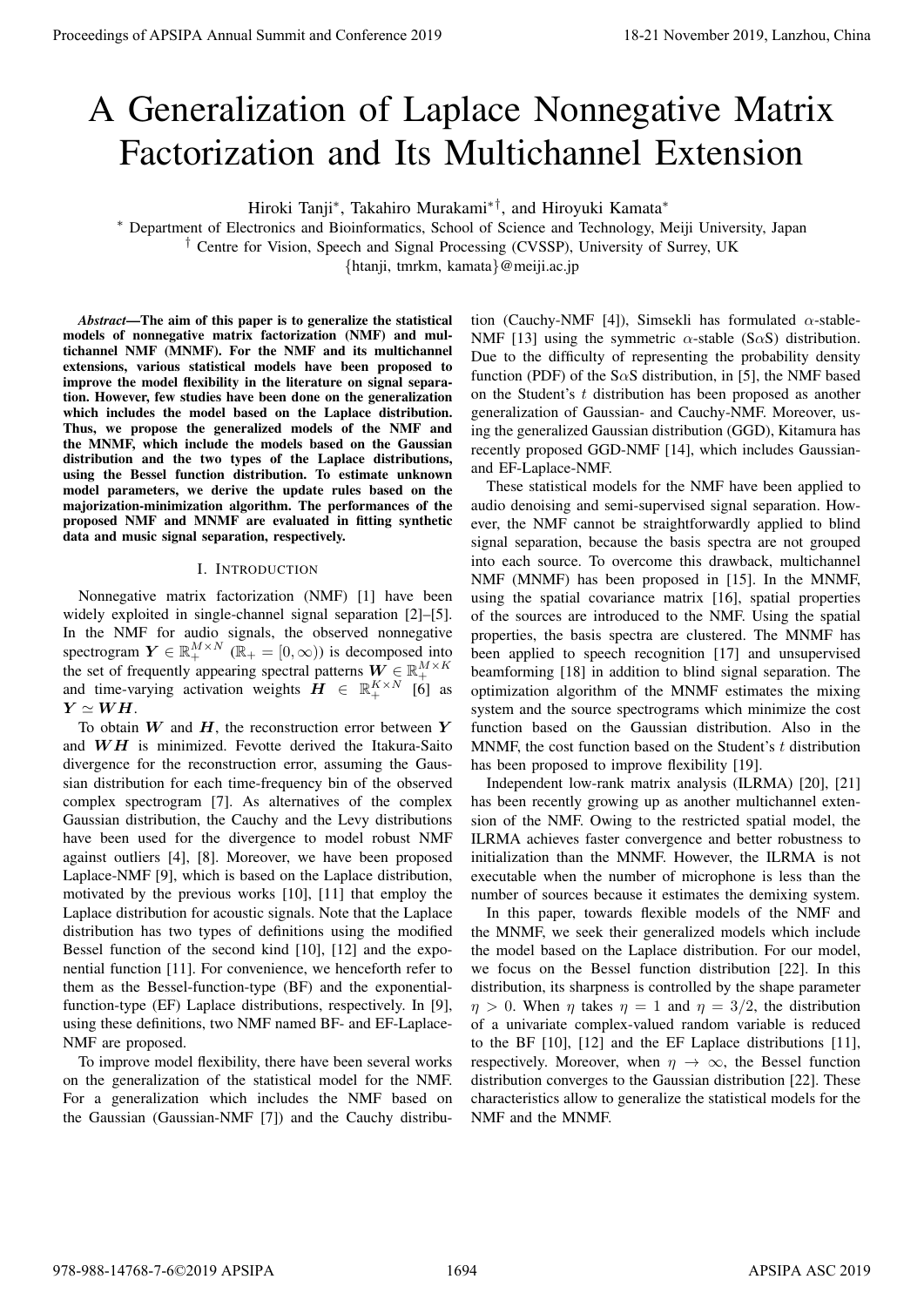# A Generalization of Laplace Nonnegative Matrix Factorization and Its Multichannel Extension

Hiroki Tanji*, Takahiro Murakami*†, and Hiroyuki Kamata*

* Department of Electronics and Bioinformatics, School of Science and Technology, Meiji University, Japan

† Centre for Vision, Speech and Signal Processing (CVSSP), University of Surrey, UK

{htanji, tmrkm, kamata}@meiji.ac.jp

***Abstract*—The aim of this paper is to generalize the statistical models of nonnegative matrix factorization (NMF) and multichannel NMF (MNMF). For the NMF and its multichannel extensions, various statistical models have been proposed to improve the model flexibility in the literature on signal separation. However, few studies have been done on the generalization which includes the model based on the Laplace distribution. Thus, we propose the generalized models of the NMF and the MNMF, which include the models based on the Gaussian distribution and the two types of the Laplace distributions, using the Bessel function distribution. To estimate unknown model parameters, we derive the update rules based on the majorization-minimization algorithm. The performances of the proposed NMF and MNMF are evaluated in fitting synthetic data and music signal separation, respectively.**

## I. Introduction

Nonnegative matrix factorization (NMF) [1] have been widely exploited in single-channel signal separation [2]–[5]. In the NMF for audio signals, the observed nonnegative spectrogram $\boldsymbol{Y} \in \mathbb{R}_+^{M\times N}$ ($\mathbb{R}_+ = [0, \infty)$) is decomposed into the set of frequently appearing spectral patterns $\boldsymbol{W} \in \mathbb{R}_+^{M\times K}$ and time-varying activation weights $\boldsymbol{H} \in \mathbb{R}_+^{K\times N}$ [6] as $\boldsymbol{Y} \simeq \boldsymbol{W}\boldsymbol{H}$.

To obtain $\boldsymbol{W}$ and $\boldsymbol{H}$, the reconstruction error between $\boldsymbol{Y}$ and $\boldsymbol{W}\boldsymbol{H}$ is minimized. Fevotte derived the Itakura-Saito divergence for the reconstruction error, assuming the Gaussian distribution for each time-frequency bin of the observed complex spectrogram [7]. As alternatives of the complex Gaussian distribution, the Cauchy and the Levy distributions have been used for the divergence to model robust NMF against outliers [4], [8]. Moreover, we have been proposed Laplace-NMF [9], which is based on the Laplace distribution, motivated by the previous works [10], [11] that employ the Laplace distribution for acoustic signals. Note that the Laplace distribution has two types of definitions using the modified Bessel function of the second kind [10], [12] and the exponential function [11]. For convenience, we henceforth refer to them as the Bessel-function-type (BF) and the exponential-function-type (EF) Laplace distributions, respectively. In [9], using these definitions, two NMF named BF- and EF-Laplace-NMF are proposed.

To improve model flexibility, there have been several works on the generalization of the statistical model for the NMF. For a generalization which includes the NMF based on the Gaussian (Gaussian-NMF [7]) and the Cauchy distribution (Cauchy-NMF [4]), Simsekli has formulated $\alpha$-stable-NMF [13] using the symmetric $\alpha$-stable (S$\alpha$S) distribution. Due to the difficulty of representing the probability density function (PDF) of the S$\alpha$S distribution, in [5], the NMF based on the Student's $t$ distribution has been proposed as another generalization of Gaussian- and Cauchy-NMF. Moreover, using the generalized Gaussian distribution (GGD), Kitamura has recently proposed GGD-NMF [14], which includes Gaussian- and EF-Laplace-NMF.

These statistical models for the NMF have been applied to audio denoising and semi-supervised signal separation. However, the NMF cannot be straightforwardly applied to blind signal separation, because the basis spectra are not grouped into each source. To overcome this drawback, multichannel NMF (MNMF) has been proposed in [15]. In the MNMF, using the spatial covariance matrix [16], spatial properties of the sources are introduced to the NMF. Using the spatial properties, the basis spectra are clustered. The MNMF has been applied to speech recognition [17] and unsupervised beamforming [18] in addition to blind signal separation. The optimization algorithm of the MNMF estimates the mixing system and the source spectrograms which minimize the cost function based on the Gaussian distribution. Also in the MNMF, the cost function based on the Student's $t$ distribution has been proposed to improve flexibility [19].

Independent low-rank matrix analysis (ILRMA) [20], [21] has been recently growing up as another multichannel extension of the NMF. Owing to the restricted spatial model, the ILRMA achieves faster convergence and better robustness to initialization than the MNMF. However, the ILRMA is not executable when the number of microphone is less than the number of sources because it estimates the demixing system.

In this paper, towards flexible models of the NMF and the MNMF, we seek their generalized models which include the model based on the Laplace distribution. For our model, we focus on the Bessel function distribution [22]. In this distribution, its sharpness is controlled by the shape parameter $\eta > 0$. When $\eta$ takes $\eta = 1$ and $\eta = 3/2$, the distribution of a univariate complex-valued random variable is reduced to the BF [10], [12] and the EF Laplace distributions [11], respectively. Moreover, when $\eta \to \infty$, the Bessel function distribution converges to the Gaussian distribution [22]. These characteristics allow to generalize the statistical models for the NMF and the MNMF.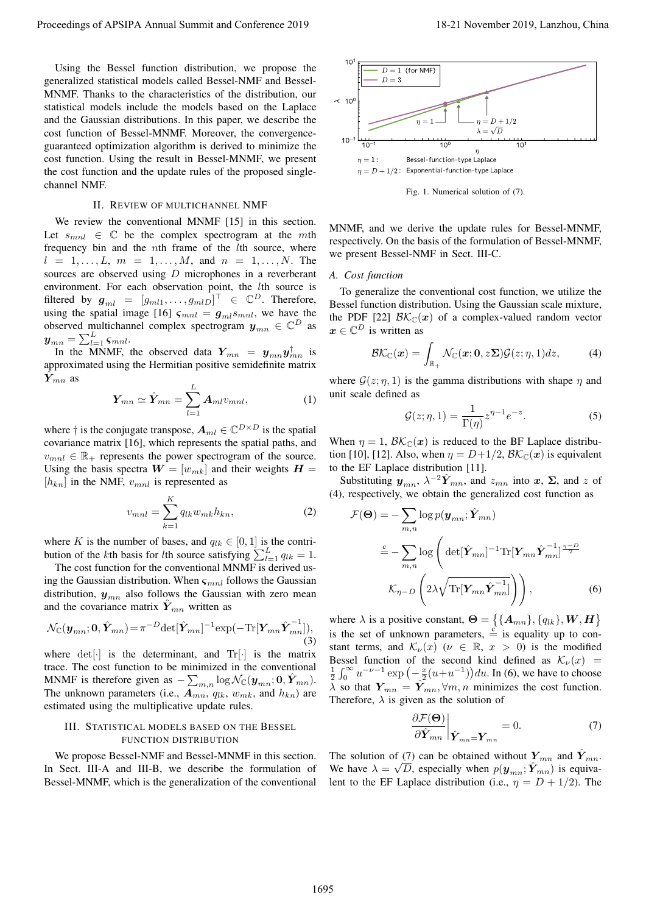Using the Bessel function distribution, we propose the generalized statistical models called Bessel-NMF and Bessel-MNMF. Thanks to the characteristics of the distribution, our statistical models include the models based on the Laplace and the Gaussian distributions. In this paper, we describe the cost function of Bessel-MNMF. Moreover, the convergence-guaranteed optimization algorithm is derived to minimize the cost function. Using the result in Bessel-MNMF, we present the cost function and the update rules of the proposed single-channel NMF.

## II. Review of Multichannel NMF

We review the conventional MNMF [15] in this section. Let $s_{mnl} \in \mathbb{C}$ be the complex spectrogram at the $m$th frequency bin and the $n$th frame of the $l$th source, where $l = 1, \ldots, L$, $m = 1, \ldots, M$, and $n = 1, \ldots, N$. The sources are observed using $D$ microphones in a reverberant environment. For each observation point, the $l$th source is filtered by $\boldsymbol{g}_{ml} = [g_{ml1}, \ldots, g_{mlD}]^\top \in \mathbb{C}^D$. Therefore, using the spatial image [16] $\boldsymbol{\varsigma}_{mnl} = \boldsymbol{g}_{ml} s_{mnl}$, we have the observed multichannel complex spectrogram $\boldsymbol{y}_{mn} \in \mathbb{C}^D$ as $\boldsymbol{y}_{mn} = \sum_{l=1}^{L} \boldsymbol{\varsigma}_{mnl}$.

In the MNMF, the observed data $\boldsymbol{Y}_{mn} = \boldsymbol{y}_{mn}\boldsymbol{y}_{mn}^\dagger$ is approximated using the Hermitian positive semidefinite matrix $\hat{\boldsymbol{Y}}_{mn}$ as

$$\boldsymbol{Y}_{mn} \simeq \hat{\boldsymbol{Y}}_{mn} = \sum_{l=1}^{L} \boldsymbol{A}_{ml} v_{mnl}, \tag{1}$$

where $\dagger$ is the conjugate transpose, $\boldsymbol{A}_{ml} \in \mathbb{C}^{D\times D}$ is the spatial covariance matrix [16], which represents the spatial paths, and $v_{mnl} \in \mathbb{R}_+$ represents the power spectrogram of the source. Using the basis spectra $\boldsymbol{W} = [w_{mk}]$ and their weights $\boldsymbol{H} = [h_{kn}]$ in the NMF, $v_{mnl}$ is represented as

$$v_{mnl} = \sum_{k=1}^{K} q_{lk} w_{mk} h_{kn}, \tag{2}$$

where $K$ is the number of bases, and $q_{lk} \in [0, 1]$ is the contribution of the $k$th basis for $l$th source satisfying $\sum_{l=1}^{L} q_{lk} = 1$.

The cost function for the conventional MNMF is derived using the Gaussian distribution. When $\boldsymbol{\varsigma}_{mnl}$ follows the Gaussian distribution, $\boldsymbol{y}_{mn}$ also follows the Gaussian with zero mean and the covariance matrix $\hat{\boldsymbol{Y}}_{mn}$ written as

$$\mathcal{N}_{\mathbb{C}}(\boldsymbol{y}_{mn}; \boldsymbol{0}, \hat{\boldsymbol{Y}}_{mn}) = \pi^{-D} \det[\hat{\boldsymbol{Y}}_{mn}]^{-1} \exp(-\mathrm{Tr}[\boldsymbol{Y}_{mn}\hat{\boldsymbol{Y}}_{mn}^{-1}]), \tag{3}$$

where $\det[\cdot]$ is the determinant, and $\mathrm{Tr}[\cdot]$ is the matrix trace. The cost function to be minimized in the conventional MNMF is therefore given as $-\sum_{m,n} \log \mathcal{N}_{\mathbb{C}}(\boldsymbol{y}_{mn}; \boldsymbol{0}, \hat{\boldsymbol{Y}}_{mn})$. The unknown parameters (i.e., $\boldsymbol{A}_{mn}$, $q_{lk}$, $w_{mk}$, and $h_{kn}$) are estimated using the multiplicative update rules.

## III. Statistical Models Based on the Bessel Function Distribution

We propose Bessel-NMF and Bessel-MNMF in this section. In Sect. III-A and III-B, we describe the formulation of Bessel-MNMF, which is the generalization of the conventional MNMF, and we derive the update rules for Bessel-MNMF, respectively. On the basis of the formulation of Bessel-MNMF, we present Bessel-NMF in Sect. III-C.

Fig. 1. Numerical solution of (7).

### A. Cost function

To generalize the conventional cost function, we utilize the Bessel function distribution. Using the Gaussian scale mixture, the PDF [22] $\mathcal{BK}_{\mathbb{C}}(\boldsymbol{x})$ of a complex-valued random vector $\boldsymbol{x} \in \mathbb{C}^D$ is written as

$$\mathcal{BK}_{\mathbb{C}}(\boldsymbol{x}) = \int_{\mathbb{R}_+} \mathcal{N}_{\mathbb{C}}(\boldsymbol{x}; \boldsymbol{0}, z\boldsymbol{\Sigma}) \mathcal{G}(z; \eta, 1) dz, \tag{4}$$

where $\mathcal{G}(z; \eta, 1)$ is the gamma distributions with shape $\eta$ and unit scale defined as

$$\mathcal{G}(z; \eta, 1) = \frac{1}{\Gamma(\eta)} z^{\eta-1} e^{-z}. \tag{5}$$

When $\eta = 1$, $\mathcal{BK}_{\mathbb{C}}(\boldsymbol{x})$ is reduced to the BF Laplace distribution [10], [12]. Also, when $\eta = D+1/2$, $\mathcal{BK}_{\mathbb{C}}(\boldsymbol{x})$ is equivalent to the EF Laplace distribution [11].

Substituting $\boldsymbol{y}_{mn}$, $\lambda^{-2}\hat{\boldsymbol{Y}}_{mn}$, and $z_{mn}$ into $\boldsymbol{x}$, $\boldsymbol{\Sigma}$, and $z$ of (4), respectively, we obtain the generalized cost function as

$$\begin{aligned}
\mathcal{F}(\boldsymbol{\Theta}) &= -\sum_{m,n} \log p(\boldsymbol{y}_{mn}; \hat{\boldsymbol{Y}}_{mn}) \\
&\overset{c}{=} -\sum_{m,n} \log \Bigg( \det[\hat{\boldsymbol{Y}}_{mn}]^{-1} \mathrm{Tr}[\boldsymbol{Y}_{mn}\hat{\boldsymbol{Y}}_{mn}^{-1}]^{\frac{\eta-D}{2}} \\
&\qquad \mathcal{K}_{\eta-D}\left(2\lambda\sqrt{\mathrm{Tr}[\boldsymbol{Y}_{mn}\hat{\boldsymbol{Y}}_{mn}^{-1}]}\right)\Bigg),
\end{aligned} \tag{6}$$

where $\lambda$ is a positive constant, $\boldsymbol{\Theta} = \{\{\boldsymbol{A}_{mn}\}, \{q_{lk}\}, \boldsymbol{W}, \boldsymbol{H}\}$ is the set of unknown parameters, $\overset{c}{=}$ is equality up to constant terms, and $\mathcal{K}_\nu(x)$ ($\nu \in \mathbb{R}$, $x > 0$) is the modified Bessel function of the second kind defined as $\mathcal{K}_\nu(x) = \frac{1}{2}\int_0^\infty u^{-\nu-1} \exp\left(-\frac{x}{2}(u+u^{-1})\right) du$. In (6), we have to choose $\lambda$ so that $\boldsymbol{Y}_{mn} = \hat{\boldsymbol{Y}}_{mn}, \forall m, n$ minimizes the cost function. Therefore, $\lambda$ is given as the solution of

$$\left.\frac{\partial \mathcal{F}(\boldsymbol{\Theta})}{\partial \hat{\boldsymbol{Y}}_{mn}}\right|_{\hat{\boldsymbol{Y}}_{mn} = \boldsymbol{Y}_{mn}} = 0. \tag{7}$$

The solution of (7) can be obtained without $\boldsymbol{Y}_{mn}$ and $\hat{\boldsymbol{Y}}_{mn}$. We have $\lambda = \sqrt{D}$, especially when $p(\boldsymbol{y}_{mn}; \hat{\boldsymbol{Y}}_{mn})$ is equivalent to the EF Laplace distribution (i.e., $\eta = D + 1/2$). The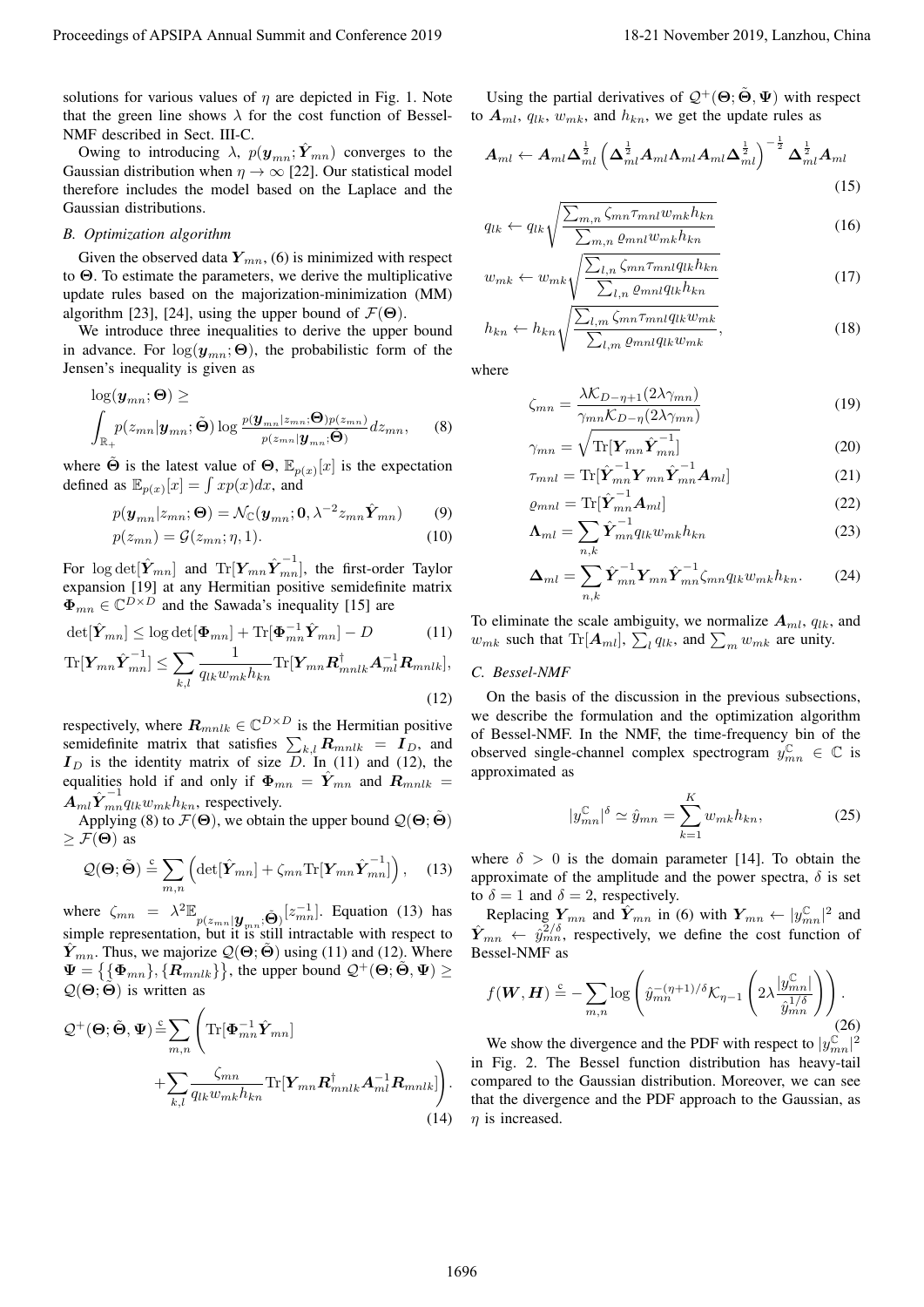solutions for various values of $\eta$ are depicted in Fig. 1. Note that the green line shows $\lambda$ for the cost function of Bessel-NMF described in Sect. III-C.

Owing to introducing $\lambda$, $p(\boldsymbol{y}_{mn};\hat{\boldsymbol{Y}}_{mn})$ converges to the Gaussian distribution when $\eta \to \infty$ [22]. Our statistical model therefore includes the model based on the Laplace and the Gaussian distributions.

### B. Optimization algorithm

Given the observed data $\boldsymbol{Y}_{mn}$, (6) is minimized with respect to $\boldsymbol{\Theta}$. To estimate the parameters, we derive the multiplicative update rules based on the majorization-minimization (MM) algorithm [23], [24], using the upper bound of $\mathcal{F}(\boldsymbol{\Theta})$.

We introduce three inequalities to derive the upper bound in advance. For $\log(\boldsymbol{y}_{mn};\boldsymbol{\Theta})$, the probabilistic form of the Jensen's inequality is given as

$$\log(\boldsymbol{y}_{mn};\boldsymbol{\Theta}) \geq \int_{\mathbb{R}_+} p(z_{mn}|\boldsymbol{y}_{mn};\tilde{\boldsymbol{\Theta}}) \log \frac{p(\boldsymbol{y}_{mn}|z_{mn};\boldsymbol{\Theta})p(z_{mn})}{p(z_{mn}|\boldsymbol{y}_{mn};\tilde{\boldsymbol{\Theta}})} dz_{mn}, \tag{8}$$

where $\tilde{\boldsymbol{\Theta}}$ is the latest value of $\boldsymbol{\Theta}$, $\mathbb{E}_{p(x)}[x]$ is the expectation defined as $\mathbb{E}_{p(x)}[x] = \int x p(x) dx$, and

$$p(\boldsymbol{y}_{mn}|z_{mn};\boldsymbol{\Theta}) = \mathcal{N}_{\mathbb{C}}(\boldsymbol{y}_{mn};\boldsymbol{0},\lambda^{-2}z_{mn}\hat{\boldsymbol{Y}}_{mn}) \tag{9}$$

$$p(z_{mn}) = \mathcal{G}(z_{mn};\eta,1). \tag{10}$$

For $\log\det[\hat{\boldsymbol{Y}}_{mn}]$ and $\mathrm{Tr}[\boldsymbol{Y}_{mn}\hat{\boldsymbol{Y}}_{mn}^{-1}]$, the first-order Taylor expansion [19] at any Hermitian positive semidefinite matrix $\boldsymbol{\Phi}_{mn} \in \mathbb{C}^{D\times D}$ and the Sawada's inequality [15] are

$$\det[\hat{\boldsymbol{Y}}_{mn}] \leq \log\det[\boldsymbol{\Phi}_{mn}] + \mathrm{Tr}[\boldsymbol{\Phi}_{mn}^{-1}\hat{\boldsymbol{Y}}_{mn}] - D \tag{11}$$

$$\mathrm{Tr}[\boldsymbol{Y}_{mn}\hat{\boldsymbol{Y}}_{mn}^{-1}] \leq \sum_{k,l} \frac{1}{q_{lk}w_{mk}h_{kn}} \mathrm{Tr}[\boldsymbol{Y}_{mn}\boldsymbol{R}_{mnlk}^{\dagger}\boldsymbol{A}_{ml}^{-1}\boldsymbol{R}_{mnlk}], \tag{12}$$

respectively, where $\boldsymbol{R}_{mnlk} \in \mathbb{C}^{D\times D}$ is the Hermitian positive semidefinite matrix that satisfies $\sum_{k,l}\boldsymbol{R}_{mnlk} = \boldsymbol{I}_D$, and $\boldsymbol{I}_D$ is the identity matrix of size $D$. In (11) and (12), the equalities hold if and only if $\boldsymbol{\Phi}_{mn} = \hat{\boldsymbol{Y}}_{mn}$ and $\boldsymbol{R}_{mnlk} = \boldsymbol{A}_{ml}\hat{\boldsymbol{Y}}_{mn}^{-1}q_{lk}w_{mk}h_{kn}$, respectively.

Applying (8) to $\mathcal{F}(\boldsymbol{\Theta})$, we obtain the upper bound $\mathcal{Q}(\boldsymbol{\Theta};\tilde{\boldsymbol{\Theta}}) \geq \mathcal{F}(\boldsymbol{\Theta})$ as

$$\mathcal{Q}(\boldsymbol{\Theta};\tilde{\boldsymbol{\Theta}}) \stackrel{c}{=} \sum_{m,n}\left(\det[\hat{\boldsymbol{Y}}_{mn}] + \zeta_{mn}\mathrm{Tr}[\boldsymbol{Y}_{mn}\hat{\boldsymbol{Y}}_{mn}^{-1}]\right), \tag{13}$$

where $\zeta_{mn} = \lambda^2\mathbb{E}_{p(z_{mn}|\boldsymbol{y}_{mn};\tilde{\boldsymbol{\Theta}})}[z_{mn}^{-1}]$. Equation (13) has simple representation, but it is still intractable with respect to $\hat{\boldsymbol{Y}}_{mn}$. Thus, we majorize $\mathcal{Q}(\boldsymbol{\Theta};\tilde{\boldsymbol{\Theta}})$ using (11) and (12). Where $\boldsymbol{\Psi} = \{\{\boldsymbol{\Phi}_{mn}\},\{\boldsymbol{R}_{mnlk}\}\}$, the upper bound $\mathcal{Q}^+(\boldsymbol{\Theta};\tilde{\boldsymbol{\Theta}},\boldsymbol{\Psi}) \geq \mathcal{Q}(\boldsymbol{\Theta};\tilde{\boldsymbol{\Theta}})$ is written as

$$\mathcal{Q}^+(\boldsymbol{\Theta};\tilde{\boldsymbol{\Theta}},\boldsymbol{\Psi}) \stackrel{c}{=} \sum_{m,n}\left(\mathrm{Tr}[\boldsymbol{\Phi}_{mn}^{-1}\hat{\boldsymbol{Y}}_{mn}] + \sum_{k,l}\frac{\zeta_{mn}}{q_{lk}w_{mk}h_{kn}}\mathrm{Tr}[\boldsymbol{Y}_{mn}\boldsymbol{R}_{mnlk}^{\dagger}\boldsymbol{A}_{ml}^{-1}\boldsymbol{R}_{mnlk}]\right). \tag{14}$$

Using the partial derivatives of $\mathcal{Q}^+(\boldsymbol{\Theta};\tilde{\boldsymbol{\Theta}},\boldsymbol{\Psi})$ with respect to $\boldsymbol{A}_{ml}$, $q_{lk}$, $w_{mk}$, and $h_{kn}$, we get the update rules as

$$\boldsymbol{A}_{ml} \leftarrow \boldsymbol{A}_{ml}\boldsymbol{\Delta}_{ml}^{\frac{1}{2}}\left(\boldsymbol{\Delta}_{ml}^{\frac{1}{2}}\boldsymbol{A}_{ml}\boldsymbol{\Lambda}_{ml}\boldsymbol{A}_{ml}\boldsymbol{\Delta}_{ml}^{\frac{1}{2}}\right)^{-\frac{1}{2}}\boldsymbol{\Delta}_{ml}^{\frac{1}{2}}\boldsymbol{A}_{ml} \tag{15}$$

$$q_{lk} \leftarrow q_{lk}\sqrt{\frac{\sum_{m,n}\zeta_{mn}\tau_{mnl}w_{mk}h_{kn}}{\sum_{m,n}\varrho_{mnl}w_{mk}h_{kn}}} \tag{16}$$

$$w_{mk} \leftarrow w_{mk}\sqrt{\frac{\sum_{l,n}\zeta_{mn}\tau_{mnl}q_{lk}h_{kn}}{\sum_{l,n}\varrho_{mnl}q_{lk}h_{kn}}} \tag{17}$$

$$h_{kn} \leftarrow h_{kn}\sqrt{\frac{\sum_{l,m}\zeta_{mn}\tau_{mnl}q_{lk}w_{mk}}{\sum_{l,m}\varrho_{mnl}q_{lk}w_{mk}}}, \tag{18}$$

where

$$\zeta_{mn} = \frac{\lambda\mathcal{K}_{D-\eta+1}(2\lambda\gamma_{mn})}{\gamma_{mn}\mathcal{K}_{D-\eta}(2\lambda\gamma_{mn})} \tag{19}$$

$$\gamma_{mn} = \sqrt{\mathrm{Tr}[\boldsymbol{Y}_{mn}\hat{\boldsymbol{Y}}_{mn}^{-1}]} \tag{20}$$

$$\tau_{mnl} = \mathrm{Tr}[\hat{\boldsymbol{Y}}_{mn}^{-1}\boldsymbol{Y}_{mn}\hat{\boldsymbol{Y}}_{mn}^{-1}\boldsymbol{A}_{ml}] \tag{21}$$

$$\varrho_{mnl} = \mathrm{Tr}[\hat{\boldsymbol{Y}}_{mn}^{-1}\boldsymbol{A}_{ml}] \tag{22}$$

$$\boldsymbol{\Lambda}_{ml} = \sum_{n,k}\hat{\boldsymbol{Y}}_{mn}^{-1}q_{lk}w_{mk}h_{kn} \tag{23}$$

$$\boldsymbol{\Delta}_{ml} = \sum_{n,k}\hat{\boldsymbol{Y}}_{mn}^{-1}\boldsymbol{Y}_{mn}\hat{\boldsymbol{Y}}_{mn}^{-1}\zeta_{mn}q_{lk}w_{mk}h_{kn}. \tag{24}$$

To eliminate the scale ambiguity, we normalize $\boldsymbol{A}_{ml}$, $q_{lk}$, and $w_{mk}$ such that $\mathrm{Tr}[\boldsymbol{A}_{ml}]$, $\sum_l q_{lk}$, and $\sum_m w_{mk}$ are unity.

### C. Bessel-NMF

On the basis of the discussion in the previous subsections, we describe the formulation and the optimization algorithm of Bessel-NMF. In the NMF, the time-frequency bin of the observed single-channel complex spectrogram $y_{mn}^{\mathbb{C}} \in \mathbb{C}$ is approximated as

$$|y_{mn}^{\mathbb{C}}|^{\delta} \simeq \hat{y}_{mn} = \sum_{k=1}^{K} w_{mk}h_{kn}, \tag{25}$$

where $\delta > 0$ is the domain parameter [14]. To obtain the approximate of the amplitude and the power spectra, $\delta$ is set to $\delta = 1$ and $\delta = 2$, respectively.

Replacing $\boldsymbol{Y}_{mn}$ and $\hat{\boldsymbol{Y}}_{mn}$ in (6) with $\boldsymbol{Y}_{mn} \leftarrow |y_{mn}^{\mathbb{C}}|^2$ and $\hat{\boldsymbol{Y}}_{mn} \leftarrow \hat{y}_{mn}^{2/\delta}$, respectively, we define the cost function of Bessel-NMF as

$$f(\boldsymbol{W},\boldsymbol{H}) \stackrel{c}{=} -\sum_{m,n}\log\left(\hat{y}_{mn}^{-(\eta+1)/\delta}\mathcal{K}_{\eta-1}\left(2\lambda\frac{|y_{mn}^{\mathbb{C}}|}{\hat{y}_{mn}^{1/\delta}}\right)\right). \tag{26}$$

We show the divergence and the PDF with respect to $|y_{mn}^{\mathbb{C}}|^2$ in Fig. 2. The Bessel function distribution has heavy-tail compared to the Gaussian distribution. Moreover, we can see that the divergence and the PDF approach to the Gaussian, as $\eta$ is increased.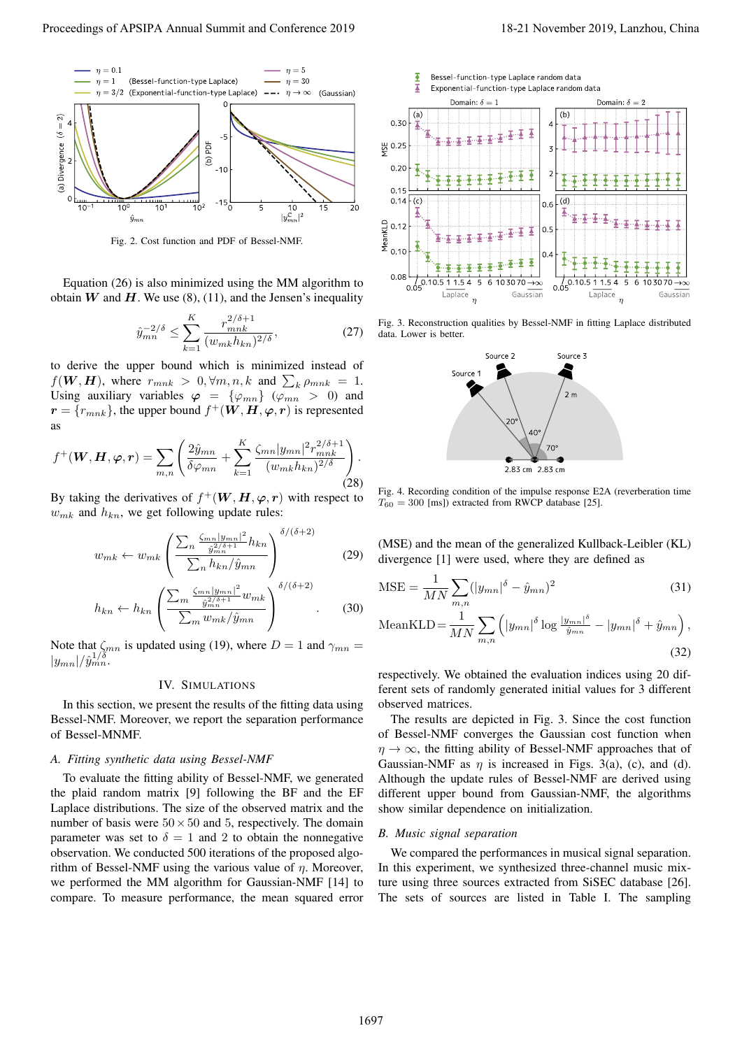Fig. 2. Cost function and PDF of Bessel-NMF.

Equation (26) is also minimized using the MM algorithm to obtain $\boldsymbol{W}$ and $\boldsymbol{H}$. We use (8), (11), and the Jensen's inequality

$$\hat{y}_{mn}^{-2/\delta} \leq \sum_{k=1}^{K} \frac{r_{mnk}^{2/\delta+1}}{(w_{mk}h_{kn})^{2/\delta}}, \tag{27}$$

to derive the upper bound which is minimized instead of $f(\boldsymbol{W}, \boldsymbol{H})$, where $r_{mnk} > 0, \forall m, n, k$ and $\sum_k \rho_{mnk} = 1$. Using auxiliary variables $\boldsymbol{\varphi} = \{\varphi_{mn}\}$ ($\varphi_{mn} > 0$) and $\boldsymbol{r} = \{r_{mnk}\}$, the upper bound $f^+(\boldsymbol{W}, \boldsymbol{H}, \boldsymbol{\varphi}, \boldsymbol{r})$ is represented as

$$f^+(\boldsymbol{W}, \boldsymbol{H}, \boldsymbol{\varphi}, \boldsymbol{r}) = \sum_{m,n} \left( \frac{2\hat{y}_{mn}}{\delta\varphi_{mn}} + \sum_{k=1}^{K} \frac{\zeta_{mn}|y_{mn}|^2 r_{mnk}^{2/\delta+1}}{(w_{mk}h_{kn})^{2/\delta}} \right). \tag{28}$$

By taking the derivatives of $f^+(\boldsymbol{W}, \boldsymbol{H}, \boldsymbol{\varphi}, \boldsymbol{r})$ with respect to $w_{mk}$ and $h_{kn}$, we get following update rules:

$$w_{mk} \leftarrow w_{mk} \left( \frac{\sum_n \frac{\zeta_{mn}|y_{mn}|^2}{\hat{y}_{mn}^{2/\delta+1}} h_{kn}}{\sum_n h_{kn}/\hat{y}_{mn}} \right)^{\delta/(\delta+2)} \tag{29}$$

$$h_{kn} \leftarrow h_{kn} \left( \frac{\sum_m \frac{\zeta_{mn}|y_{mn}|^2}{\hat{y}_{mn}^{2/\delta+1}} w_{mk}}{\sum_m w_{mk}/\hat{y}_{mn}} \right)^{\delta/(\delta+2)}. \tag{30}$$

Note that $\zeta_{mn}$ is updated using (19), where $D = 1$ and $\gamma_{mn} = |y_{mn}|/\hat{y}_{mn}^{1/\delta}$.

## IV. Simulations

In this section, we present the results of the fitting data using Bessel-NMF. Moreover, we report the separation performance of Bessel-MNMF.

### A. Fitting synthetic data using Bessel-NMF

To evaluate the fitting ability of Bessel-NMF, we generated the plaid random matrix [9] following the BF and the EF Laplace distributions. The size of the observed matrix and the number of basis were $50 \times 50$ and 5, respectively. The domain parameter was set to $\delta = 1$ and 2 to obtain the nonnegative observation. We conducted 500 iterations of the proposed algorithm of Bessel-NMF using the various value of $\eta$. Moreover, we performed the MM algorithm for Gaussian-NMF [14] to compare. To measure performance, the mean squared error

Fig. 3. Reconstruction qualities by Bessel-NMF in fitting Laplace distributed data. Lower is better.

Fig. 4. Recording condition of the impulse response E2A (reverberation time $T_{60} = 300$ [ms]) extracted from RWCP database [25].

(MSE) and the mean of the generalized Kullback-Leibler (KL) divergence [1] were used, where they are defined as

$$\text{MSE} = \frac{1}{MN} \sum_{m,n} (|y_{mn}|^\delta - \hat{y}_{mn})^2 \tag{31}$$

$$\text{MeanKLD} = \frac{1}{MN} \sum_{m,n} \left( |y_{mn}|^\delta \log \frac{|y_{mn}|^\delta}{\hat{y}_{mn}} - |y_{mn}|^\delta + \hat{y}_{mn} \right), \tag{32}$$

respectively. We obtained the evaluation indices using 20 different sets of randomly generated initial values for 3 different observed matrices.

The results are depicted in Fig. 3. Since the cost function of Bessel-NMF converges the Gaussian cost function when $\eta \to \infty$, the fitting ability of Bessel-NMF approaches that of Gaussian-NMF as $\eta$ is increased in Figs. 3(a), (c), and (d). Although the update rules of Bessel-NMF are derived using different upper bound from Gaussian-NMF, the algorithms show similar dependence on initialization.

### B. Music signal separation

We compared the performances in musical signal separation. In this experiment, we synthesized three-channel music mixture using three sources extracted from SiSEC database [26]. The sets of sources are listed in Table I. The sampling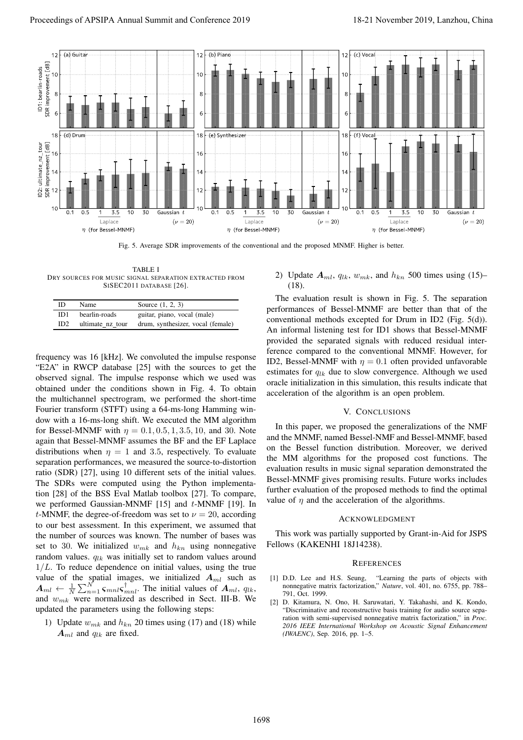Fig. 5. Average SDR improvements of the conventional and the proposed MNMF. Higher is better.

TABLE I
DRY SOURCES FOR MUSIC SIGNAL SEPARATION EXTRACTED FROM SISEC2011 DATABASE [26].

| ID | Name | Source (1, 2, 3) |
|---|---|---|
| ID1 | bearlin-roads | guitar, piano, vocal (male) |
| ID2 | ultimate_nz_tour | drum, synthesizer, vocal (female) |

frequency was 16 [kHz]. We convoluted the impulse response "E2A" in RWCP database [25] with the sources to get the observed signal. The impulse response which we used was obtained under the conditions shown in Fig. 4. To obtain the multichannel spectrogram, we performed the short-time Fourier transform (STFT) using a 64-ms-long Hamming window with a 16-ms-long shift. We executed the MM algorithm for Bessel-MNMF with $\eta = 0.1, 0.5, 1, 3.5, 10,$ and $30$. Note again that Bessel-MNMF assumes the BF and the EF Laplace distributions when $\eta = 1$ and $3.5$, respectively. To evaluate separation performances, we measured the source-to-distortion ratio (SDR) [27], using 10 different sets of the initial values. The SDRs were computed using the Python implementation [28] of the BSS Eval Matlab toolbox [27]. To compare, we performed Gaussian-MNMF [15] and $t$-MNMF [19]. In $t$-MNMF, the degree-of-freedom was set to $\nu = 20$, according to our best assessment. In this experiment, we assumed that the number of sources was known. The number of bases was set to 30. We initialized $w_{mk}$ and $h_{kn}$ using nonnegative random values. $q_{lk}$ was initially set to random values around $1/L$. To reduce dependence on initial values, using the true value of the spatial images, we initialized $\boldsymbol{A}_{ml}$ such as $\boldsymbol{A}_{ml} \leftarrow \frac{1}{N}\sum_{n=1}^{N} \boldsymbol{\varsigma}_{mnl}\boldsymbol{\varsigma}_{mnl}^{\dagger}$. The initial values of $\boldsymbol{A}_{ml}$, $q_{lk}$, and $w_{mk}$ were normalized as described in Sect. III-B. We updated the parameters using the following steps:

1) Update $w_{mk}$ and $h_{kn}$ 20 times using (17) and (18) while $\boldsymbol{A}_{ml}$ and $q_{lk}$ are fixed.
2) Update $\boldsymbol{A}_{ml}$, $q_{lk}$, $w_{mk}$, and $h_{kn}$ 500 times using (15)–(18).

The evaluation result is shown in Fig. 5. The separation performances of Bessel-MNMF are better than that of the conventional methods excepted for Drum in ID2 (Fig. 5(d)). An informal listening test for ID1 shows that Bessel-MNMF provided the separated signals with reduced residual interference compared to the conventional MNMF. However, for ID2, Bessel-MNMF with $\eta = 0.1$ often provided unfavorable estimates for $q_{lk}$ due to slow convergence. Although we used oracle initialization in this simulation, this results indicate that acceleration of the algorithm is an open problem.

## V. CONCLUSIONS

In this paper, we proposed the generalizations of the NMF and the MNMF, named Bessel-NMF and Bessel-MNMF, based on the Bessel function distribution. Moreover, we derived the MM algorithms for the proposed cost functions. The evaluation results in music signal separation demonstrated the Bessel-MNMF gives promising results. Future works includes further evaluation of the proposed methods to find the optimal value of $\eta$ and the acceleration of the algorithms.

## ACKNOWLEDGMENT

This work was partially supported by Grant-in-Aid for JSPS Fellows (KAKENHI 18J14238).

## REFERENCES

[1] D.D. Lee and H.S. Seung, "Learning the parts of objects with nonnegative matrix factorization," *Nature*, vol. 401, no. 6755, pp. 788–791, Oct. 1999.

[2] D. Kitamura, N. Ono, H. Saruwatari, Y. Takahashi, and K. Kondo, "Discriminative and reconstructive basis training for audio source separation with semi-supervised nonnegative matrix factorization," in *Proc. 2016 IEEE International Workshop on Acoustic Signal Enhancement (IWAENC)*, Sep. 2016, pp. 1–5.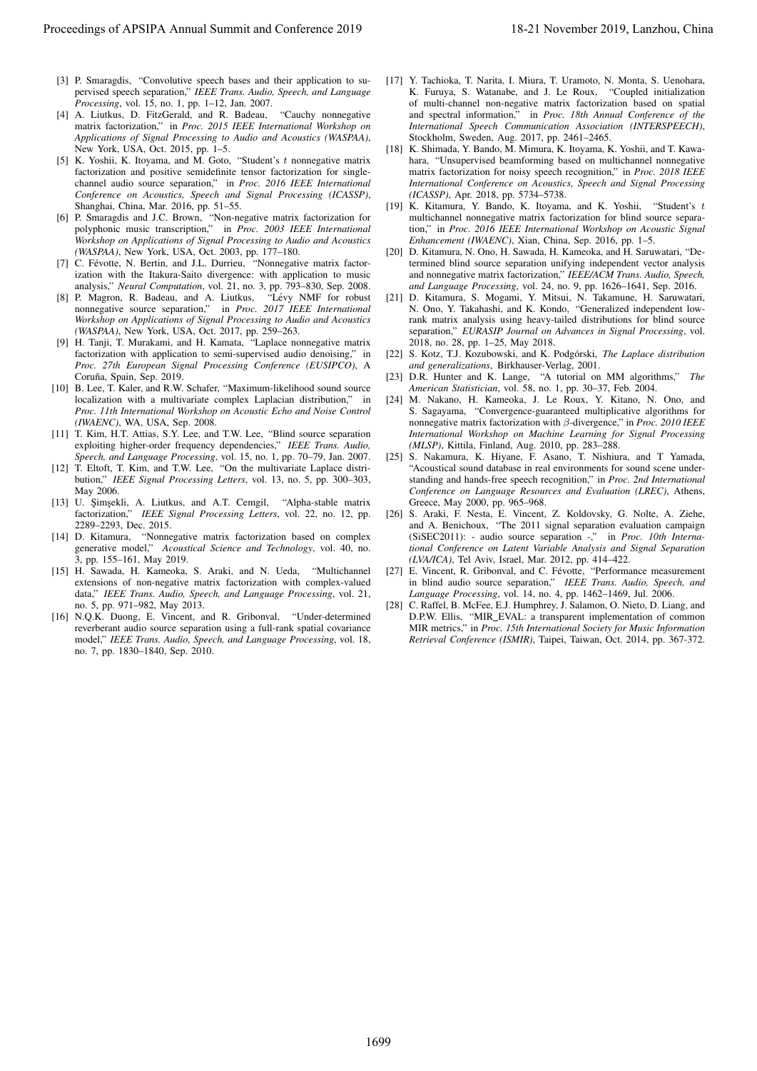[3] P. Smaragdis, "Convolutive speech bases and their application to supervised speech separation," *IEEE Trans. Audio, Speech, and Language Processing*, vol. 15, no. 1, pp. 1–12, Jan. 2007.

[4] A. Liutkus, D. FitzGerald, and R. Badeau, "Cauchy nonnegative matrix factorization," in *Proc. 2015 IEEE International Workshop on Applications of Signal Processing to Audio and Acoustics (WASPAA)*, New York, USA, Oct. 2015, pp. 1–5.

[5] K. Yoshii, K. Itoyama, and M. Goto, "Student's $t$ nonnegative matrix factorization and positive semidefinite tensor factorization for single-channel audio source separation," in *Proc. 2016 IEEE International Conference on Acoustics, Speech and Signal Processing (ICASSP)*, Shanghai, China, Mar. 2016, pp. 51–55.

[6] P. Smaragdis and J.C. Brown, "Non-negative matrix factorization for polyphonic music transcription," in *Proc. 2003 IEEE International Workshop on Applications of Signal Processing to Audio and Acoustics (WASPAA)*, New York, USA, Oct. 2003, pp. 177–180.

[7] C. Févotte, N. Bertin, and J.L. Durrieu, "Nonnegative matrix factorization with the Itakura-Saito divergence: with application to music analysis," *Neural Computation*, vol. 21, no. 3, pp. 793–830, Sep. 2008.

[8] P. Magron, R. Badeau, and A. Liutkus, "Lévy NMF for robust nonnegative source separation," in *Proc. 2017 IEEE International Workshop on Applications of Signal Processing to Audio and Acoustics (WASPAA)*, New York, USA, Oct. 2017, pp. 259–263.

[9] H. Tanji, T. Murakami, and H. Kamata, "Laplace nonnegative matrix factorization with application to semi-supervised audio denoising," in *Proc. 27th European Signal Processing Conference (EUSIPCO)*, A Coruña, Spain, Sep. 2019.

[10] B. Lee, T. Kaler, and R.W. Schafer, "Maximum-likelihood sound source localization with a multivariate complex Laplacian distribution," in *Proc. 11th International Workshop on Acoustic Echo and Noise Control (IWAENC)*, WA, USA, Sep. 2008.

[11] T. Kim, H.T. Attias, S.Y. Lee, and T.W. Lee, "Blind source separation exploiting higher-order frequency dependencies," *IEEE Trans. Audio, Speech, and Language Processing*, vol. 15, no. 1, pp. 70–79, Jan. 2007.

[12] T. Eltoft, T. Kim, and T.W. Lee, "On the multivariate Laplace distribution," *IEEE Signal Processing Letters*, vol. 13, no. 5, pp. 300–303, May 2006.

[13] U. Şimşekli, A. Liutkus, and A.T. Cemgil, "Alpha-stable matrix factorization," *IEEE Signal Processing Letters*, vol. 22, no. 12, pp. 2289–2293, Dec. 2015.

[14] D. Kitamura, "Nonnegative matrix factorization based on complex generative model," *Acoustical Science and Technology*, vol. 40, no. 3, pp. 155–161, May 2019.

[15] H. Sawada, H. Kameoka, S. Araki, and N. Ueda, "Multichannel extensions of non-negative matrix factorization with complex-valued data," *IEEE Trans. Audio, Speech, and Language Processing*, vol. 21, no. 5, pp. 971–982, May 2013.

[16] N.Q.K. Duong, E. Vincent, and R. Gribonval, "Under-determined reverberant audio source separation using a full-rank spatial covariance model," *IEEE Trans. Audio, Speech, and Language Processing*, vol. 18, no. 7, pp. 1830–1840, Sep. 2010.

[17] Y. Tachioka, T. Narita, I. Miura, T. Uramoto, N. Monta, S. Uenohara, K. Furuya, S. Watanabe, and J. Le Roux, "Coupled initialization of multi-channel non-negative matrix factorization based on spatial and spectral information," in *Proc. 18th Annual Conference of the International Speech Communication Association (INTERSPEECH)*, Stockholm, Sweden, Aug. 2017, pp. 2461–2465.

[18] K. Shimada, Y. Bando, M. Mimura, K. Itoyama, K. Yoshii, and T. Kawahara, "Unsupervised beamforming based on multichannel nonnegative matrix factorization for noisy speech recognition," in *Proc. 2018 IEEE International Conference on Acoustics, Speech and Signal Processing (ICASSP)*, Apr. 2018, pp. 5734–5738.

[19] K. Kitamura, Y. Bando, K. Itoyama, and K. Yoshii, "Student's $t$ multichannel nonnegative matrix factorization for blind source separation," in *Proc. 2016 IEEE International Workshop on Acoustic Signal Enhancement (IWAENC)*, Xian, China, Sep. 2016, pp. 1–5.

[20] D. Kitamura, N. Ono, H. Sawada, H. Kameoka, and H. Saruwatari, "Determined blind source separation unifying independent vector analysis and nonnegative matrix factorization," *IEEE/ACM Trans. Audio, Speech, and Language Processing*, vol. 24, no. 9, pp. 1626–1641, Sep. 2016.

[21] D. Kitamura, S. Mogami, Y. Mitsui, N. Takamune, H. Saruwatari, N. Ono, Y. Takahashi, and K. Kondo, "Generalized independent low-rank matrix analysis using heavy-tailed distributions for blind source separation," *EURASIP Journal on Advances in Signal Processing*, vol. 2018, no. 28, pp. 1–25, May 2018.

[22] S. Kotz, T.J. Kozubowski, and K. Podgórski, *The Laplace distribution and generalizations*, Birkhauser-Verlag, 2001.

[23] D.R. Hunter and K. Lange, "A tutorial on MM algorithms," *The American Statistician*, vol. 58, no. 1, pp. 30–37, Feb. 2004.

[24] M. Nakano, H. Kameoka, J. Le Roux, Y. Kitano, N. Ono, and S. Sagayama, "Convergence-guaranteed multiplicative algorithms for nonnegative matrix factorization with $\beta$-divergence," in *Proc. 2010 IEEE International Workshop on Machine Learning for Signal Processing (MLSP)*, Kittila, Finland, Aug. 2010, pp. 283–288.

[25] S. Nakamura, K. Hiyane, F. Asano, T. Nishiura, and T Yamada, "Acoustical sound database in real environments for sound scene understanding and hands-free speech recognition," in *Proc. 2nd International Conference on Language Resources and Evaluation (LREC)*, Athens, Greece, May 2000, pp. 965–968.

[26] S. Araki, F. Nesta, E. Vincent, Z. Koldovsky, G. Nolte, A. Ziehe, and A. Benichoux, "The 2011 signal separation evaluation campaign (SiSEC2011): - audio source separation -," in *Proc. 10th International Conference on Latent Variable Analysis and Signal Separation (LVA/ICA)*, Tel Aviv, Israel, Mar. 2012, pp. 414–422.

[27] E. Vincent, R. Gribonval, and C. Févotte, "Performance measurement in blind audio source separation," *IEEE Trans. Audio, Speech, and Language Processing*, vol. 14, no. 4, pp. 1462–1469, Jul. 2006.

[28] C. Raffel, B. McFee, E.J. Humphrey, J. Salamon, O. Nieto, D. Liang, and D.P.W. Ellis, "MIR_EVAL: a transparent implementation of common MIR metrics," in *Proc. 15th International Society for Music Information Retrieval Conference (ISMIR)*, Taipei, Taiwan, Oct. 2014, pp. 367-372.